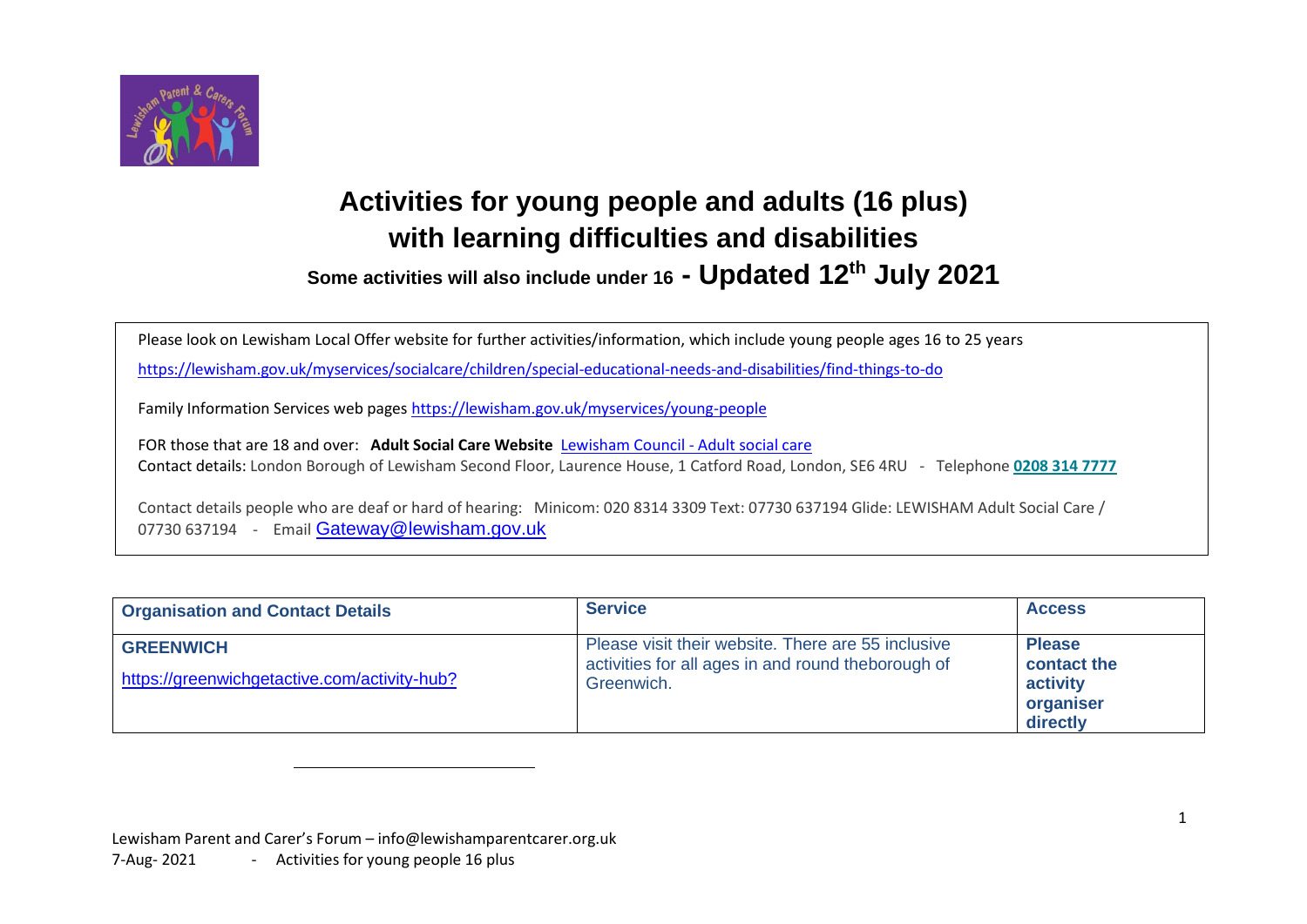# Activities for young people and adults (16 plus) with learning difficulties and disabilities

### Some activities will also include under 16 - Updated 12th July 2021

Please look on Lewisham Local Offer website for further activities/information, which include young people ages 16 to 25 years

https://lewisham.gov.uk/myservices/socialcare/children/special-educational-needs-and-disabilities/find-things-to-do

Family Information Services web pages https://lewisham.gov.uk/myservices/young-people

FOR those that are 18 and over: **Adult Social Care Website** Lewisham Council - Adult social care
Contact details: London Borough of Lewisham Second Floor, Laurence House, 1 Catford Road, London, SE6 4RU - Telephone **0208 314 7777**

Contact details people who are deaf or hard of hearing: Minicom: 020 8314 3309 Text: 07730 637194 Glide: LEWISHAM Adult Social Care / 07730 637194 - Email Gateway@lewisham.gov.uk

| Organisation and Contact Details | Service | Access |
|---|---|---|
| **GREENWICH**<br>https://greenwichgetactive.com/activity-hub? | Please visit their website. There are 55 inclusive activities for all ages in and round theborough of Greenwich. | **Please contact the activity organiser directly** |

Lewisham Parent and Carer's Forum – info@lewishamparentcarer.org.uk
7-Aug- 2021 - Activities for young people 16 plus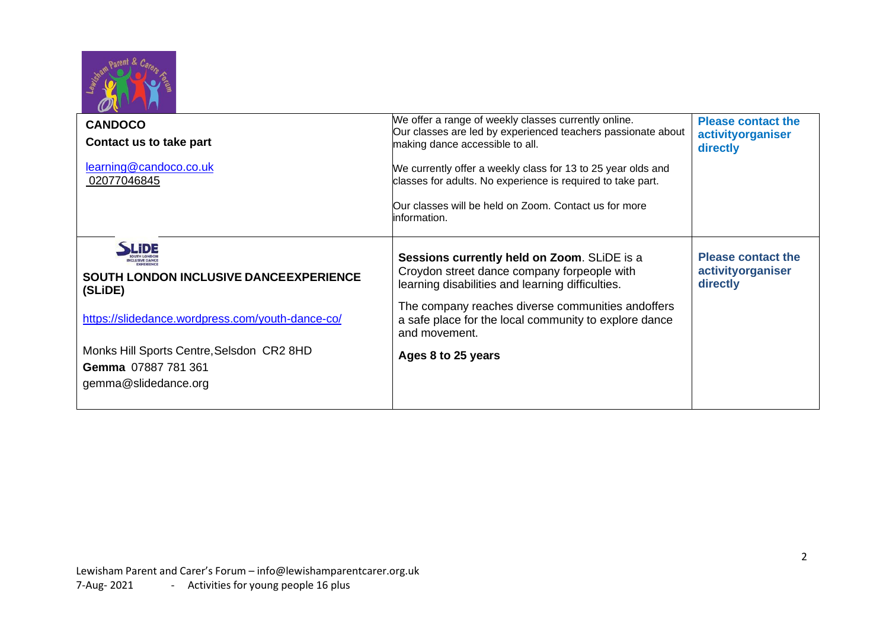| | | |
|---|---|---|
| **CANDOCO**<br>**Contact us to take part**<br>learning@candoco.co.uk<br>02077046845 | We offer a range of weekly classes currently online.<br>Our classes are led by experienced teachers passionate about making dance accessible to all.<br><br>We currently offer a weekly class for 13 to 25 year olds and classes for adults. No experience is required to take part.<br><br>Our classes will be held on Zoom. Contact us for more information. | **Please contact the activityorganiser directly** |
| **SOUTH LONDON INCLUSIVE DANCEEXPERIENCE (SLiDE)**<br>https://slidedance.wordpress.com/youth-dance-co/<br><br>Monks Hill Sports Centre,Selsdon CR2 8HD<br>**Gemma** 07887 781 361<br>gemma@slidedance.org | **Sessions currently held on Zoom**. SLiDE is a Croydon street dance company forpeople with learning disabilities and learning difficulties.<br><br>The company reaches diverse communities andoffers a safe place for the local community to explore dance and movement.<br><br>**Ages 8 to 25 years** | **Please contact the activityorganiser directly** |

Lewisham Parent and Carer's Forum – info@lewishamparentcarer.org.uk
7-Aug- 2021 - Activities for young people 16 plus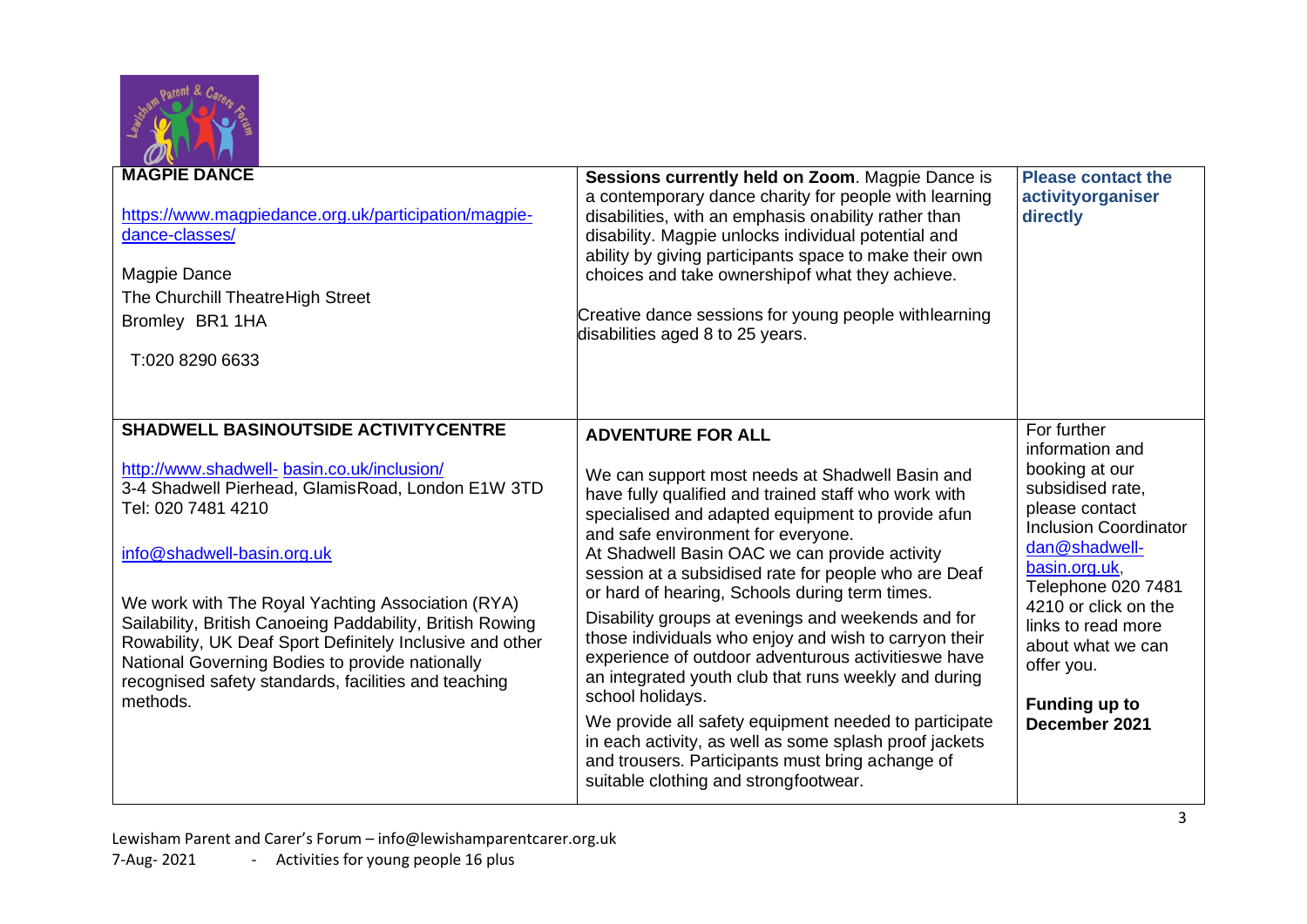| | | |
|---|---|---|
| **MAGPIE DANCE**<br><br>https://www.magpiedance.org.uk/participation/magpie-dance-classes/<br><br>Magpie Dance<br>The Churchill TheatreHigh Street<br>Bromley BR1 1HA<br><br>T:020 8290 6633 | **Sessions currently held on Zoom**. Magpie Dance is a contemporary dance charity for people with learning disabilities, with an emphasis onability rather than disability. Magpie unlocks individual potential and ability by giving participants space to make their own choices and take ownershipof what they achieve.<br><br>Creative dance sessions for young people withlearning disabilities aged 8 to 25 years. | **Please contact the activityorganiser directly** |
| **SHADWELL BASINOUTSIDE ACTIVITYCENTRE**<br><br>http://www.shadwell- basin.co.uk/inclusion/<br>3-4 Shadwell Pierhead, GlamisRoad, London E1W 3TD<br>Tel: 020 7481 4210<br><br>info@shadwell-basin.org.uk<br><br>We work with The Royal Yachting Association (RYA) Sailability, British Canoeing Paddability, British Rowing Rowability, UK Deaf Sport Definitely Inclusive and other National Governing Bodies to provide nationally recognised safety standards, facilities and teaching methods. | **ADVENTURE FOR ALL**<br><br>We can support most needs at Shadwell Basin and have fully qualified and trained staff who work with specialised and adapted equipment to provide afun and safe environment for everyone.<br>At Shadwell Basin OAC we can provide activity session at a subsidised rate for people who are Deaf or hard of hearing, Schools during term times.<br>Disability groups at evenings and weekends and for those individuals who enjoy and wish to carryon their experience of outdoor adventurous activitieswe have an integrated youth club that runs weekly and during school holidays.<br>We provide all safety equipment needed to participate in each activity, as well as some splash proof jackets and trousers. Participants must bring achange of suitable clothing and strongfootwear. | For further information and booking at our subsidised rate, please contact Inclusion Coordinator dan@shadwell-basin.org.uk, Telephone 020 7481 4210 or click on the links to read more about what we can offer you.<br><br>**Funding up to December 2021** |

Lewisham Parent and Carer's Forum – info@lewishamparentcarer.org.uk
7-Aug- 2021 - Activities for young people 16 plus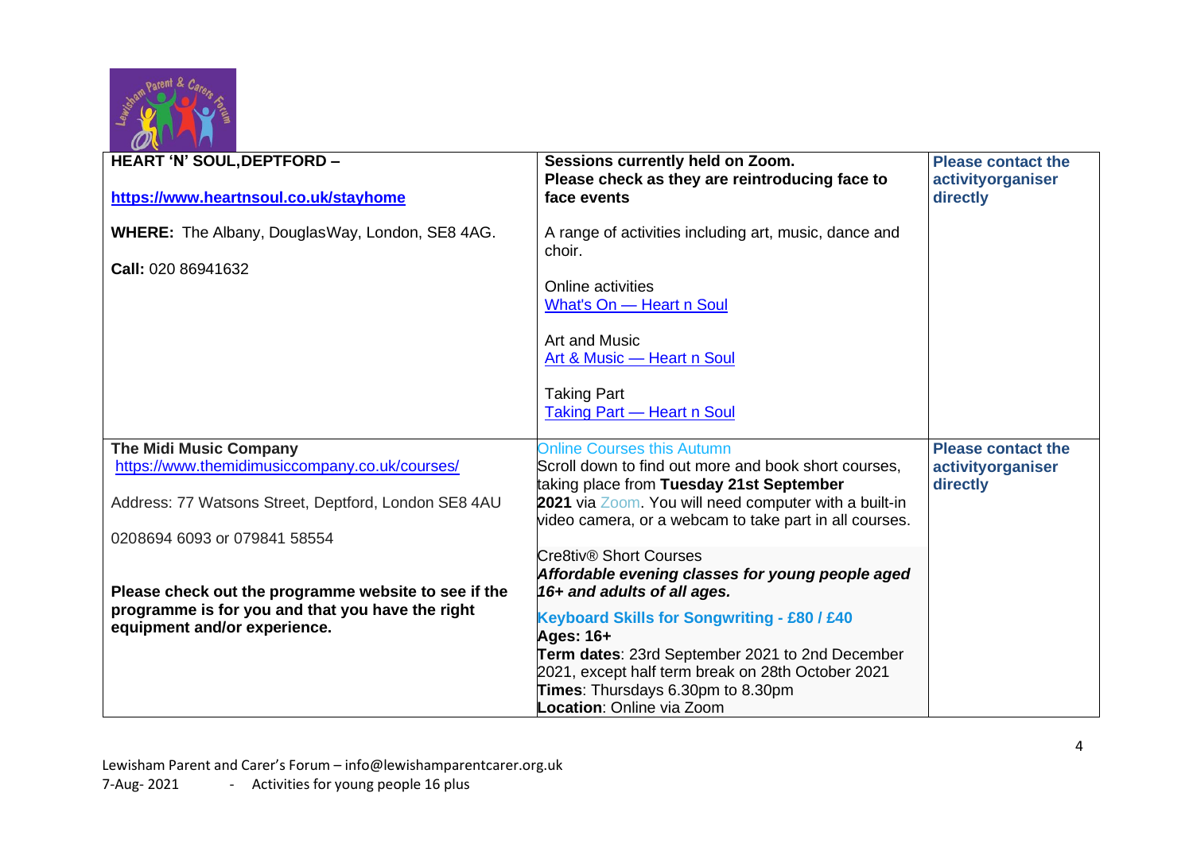| | | |
|---|---|---|
| **HEART 'N' SOUL,DEPTFORD –**<br><br>**https://www.heartnsoul.co.uk/stayhome**<br><br>**WHERE:** The Albany, DouglasWay, London, SE8 4AG.<br><br>**Call:** 020 86941632 | **Sessions currently held on Zoom.**<br>**Please check as they are reintroducing face to face events**<br><br>A range of activities including art, music, dance and choir.<br><br>Online activities<br>What's On — Heart n Soul<br><br>Art and Music<br>Art & Music — Heart n Soul<br><br>Taking Part<br>Taking Part — Heart n Soul | **Please contact the activityorganiser directly** |
| **The Midi Music Company**<br>https://www.themidimusiccompany.co.uk/courses/<br><br>Address: 77 Watsons Street, Deptford, London SE8 4AU<br><br>0208694 6093 or 079841 58554<br><br>**Please check out the programme website to see if the programme is for you and that you have the right equipment and/or experience.** | Online Courses this Autumn<br>Scroll down to find out more and book short courses, taking place from **Tuesday 21st September 2021** via Zoom. You will need computer with a built-in video camera, or a webcam to take part in all courses.<br><br>Cre8tiv® Short Courses<br>***Affordable evening classes for young people aged 16+ and adults of all ages.***<br><br>**Keyboard Skills for Songwriting - £80 / £40**<br>**Ages: 16+**<br>**Term dates**: 23rd September 2021 to 2nd December 2021, except half term break on 28th October 2021<br>**Times**: Thursdays 6.30pm to 8.30pm<br>**Location**: Online via Zoom | **Please contact the activityorganiser directly** |

Lewisham Parent and Carer's Forum – info@lewishamparentcarer.org.uk
7-Aug- 2021 - Activities for young people 16 plus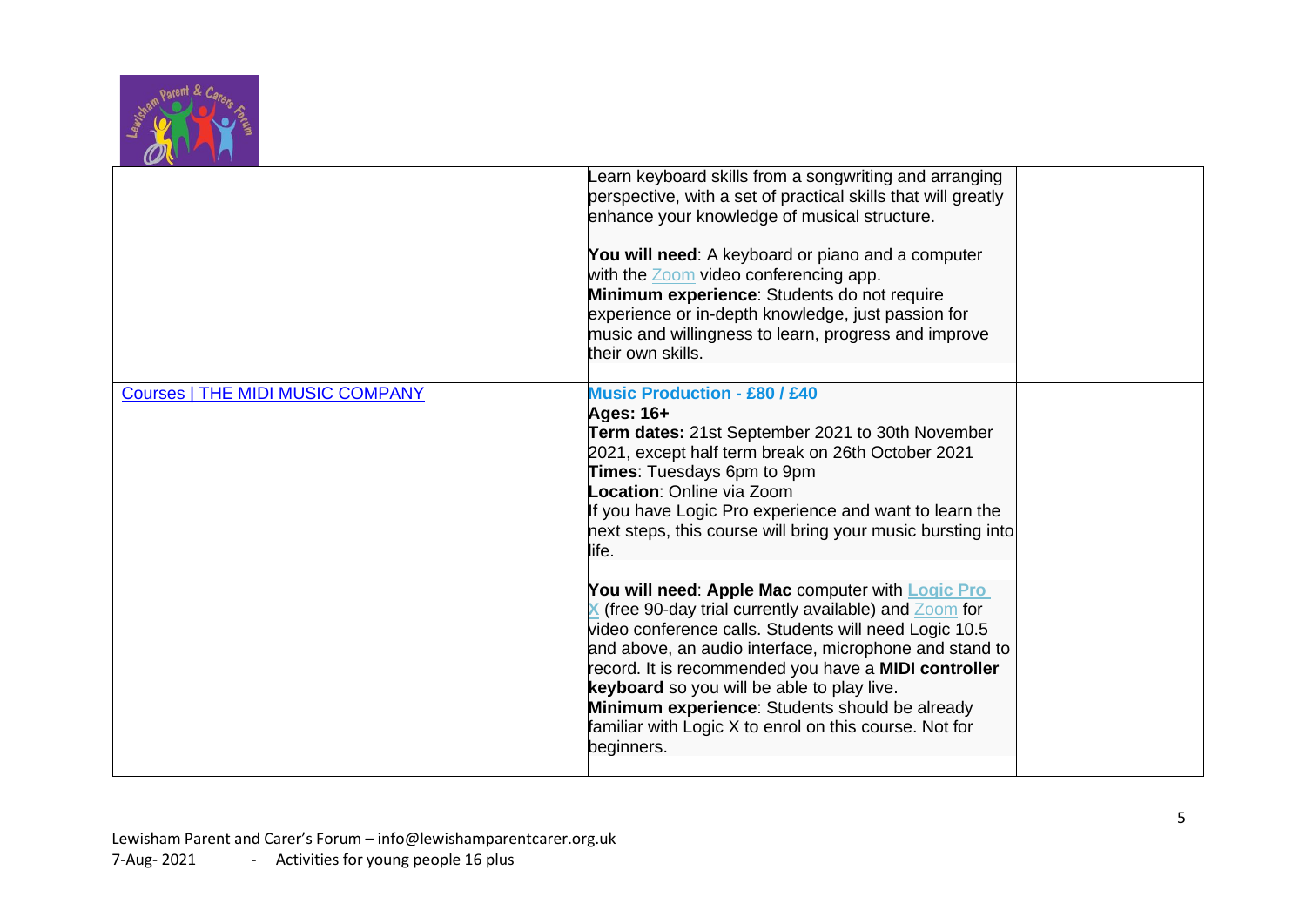| | | |
|---|---|---|
| | Learn keyboard skills from a songwriting and arranging perspective, with a set of practical skills that will greatly enhance your knowledge of musical structure.<br><br>**You will need**: A keyboard or piano and a computer with the Zoom video conferencing app.<br>**Minimum experience**: Students do not require experience or in-depth knowledge, just passion for music and willingness to learn, progress and improve their own skills. | |
| Courses \| THE MIDI MUSIC COMPANY | **Music Production - £80 / £40**<br>**Ages: 16+**<br>**Term dates:** 21st September 2021 to 30th November 2021, except half term break on 26th October 2021<br>**Times**: Tuesdays 6pm to 9pm<br>**Location**: Online via Zoom<br>If you have Logic Pro experience and want to learn the next steps, this course will bring your music bursting into life.<br><br>**You will need**: **Apple Mac** computer with **Logic Pro X** (free 90-day trial currently available) and Zoom for video conference calls. Students will need Logic 10.5 and above, an audio interface, microphone and stand to record. It is recommended you have a **MIDI controller keyboard** so you will be able to play live.<br>**Minimum experience**: Students should be already familiar with Logic X to enrol on this course. Not for beginners. | |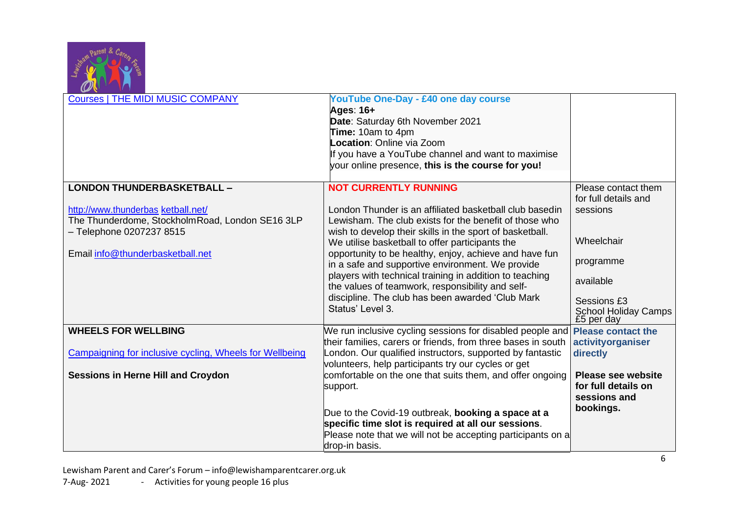| | | |
|---|---|---|
| Courses \| THE MIDI MUSIC COMPANY | **YouTube One-Day - £40 one day course**<br>**Ages**: **16+**<br>**Date**: Saturday 6th November 2021<br>**Time:** 10am to 4pm<br>**Location**: Online via Zoom<br>If you have a YouTube channel and want to maximise your online presence, **this is the course for you!** | |
| **LONDON THUNDERBASKETBALL –**<br><br>http://www.thunderbas ketball.net/<br>The Thunderdome, StockholmRoad, London SE16 3LP – Telephone 0207237 8515<br><br>Email info@thunderbasketball.net | **NOT CURRENTLY RUNNING**<br><br>London Thunder is an affiliated basketball club basedin Lewisham. The club exists for the benefit of those who wish to develop their skills in the sport of basketball. We utilise basketball to offer participants the opportunity to be healthy, enjoy, achieve and have fun in a safe and supportive environment. We provide players with technical training in addition to teaching the values of teamwork, responsibility and self-discipline. The club has been awarded 'Club Mark Status' Level 3. | Please contact them for full details and sessions<br><br>Wheelchair<br><br>programme<br><br>available<br><br>Sessions £3<br>School Holiday Camps £5 per day |
| **WHEELS FOR WELLBING**<br><br>Campaigning for inclusive cycling, Wheels for Wellbeing<br><br>**Sessions in Herne Hill and Croydon** | We run inclusive cycling sessions for disabled people and their families, carers or friends, from three bases in south London. Our qualified instructors, supported by fantastic volunteers, help participants try our cycles or get comfortable on the one that suits them, and offer ongoing support.<br><br>Due to the Covid-19 outbreak, **booking a space at a specific time slot is required at all our sessions**. Please note that we will not be accepting participants on a drop-in basis. | **Please contact the activityorganiser directly**<br><br>**Please see website for full details on sessions and bookings.** |

Lewisham Parent and Carer's Forum – info@lewishamparentcarer.org.uk
7-Aug- 2021 - Activities for young people 16 plus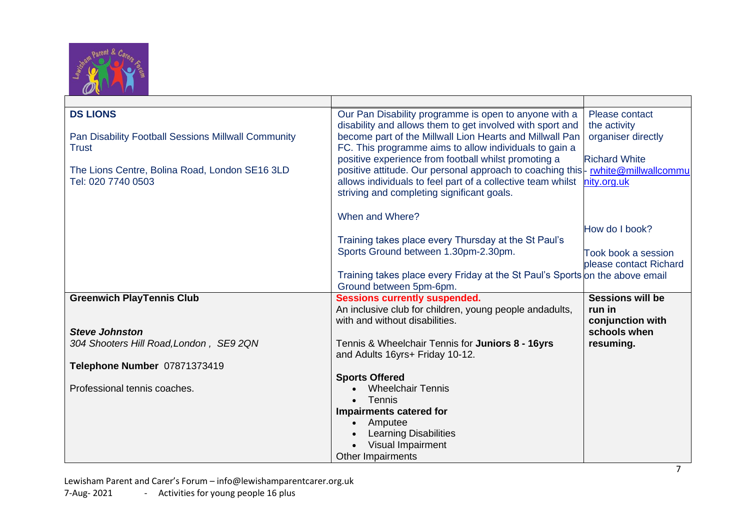| | | |
|---|---|---|
| **DS LIONS**<br><br>Pan Disability Football Sessions Millwall Community Trust<br><br>The Lions Centre, Bolina Road, London SE16 3LD<br>Tel: 020 7740 0503 | Our Pan Disability programme is open to anyone with a disability and allows them to get involved with sport and become part of the Millwall Lion Hearts and Millwall Pan FC. This programme aims to allow individuals to gain a positive experience from football whilst promoting a positive attitude. Our personal approach to coaching this allows individuals to feel part of a collective team whilst striving and completing significant goals.<br><br>When and Where?<br><br>Training takes place every Thursday at the St Paul's Sports Ground between 1.30pm-2.30pm.<br><br>Training takes place every Friday at the St Paul's Sports Ground between 5pm-6pm. | Please contact the activity organiser directly<br><br>Richard White - rwhite@millwallcommunity.org.uk<br><br>How do I book?<br><br>Took book a session please contact Richard on the above email |
| **Greenwich PlayTennis Club**<br><br>***Steve Johnston***<br>*304 Shooters Hill Road,London , SE9 2QN*<br><br>**Telephone Number** 07871373419<br><br>Professional tennis coaches. | **Sessions currently suspended.**<br>An inclusive club for children, young people andadults, with and without disabilities.<br><br>Tennis & Wheelchair Tennis for **Juniors 8 - 16yrs** and Adults 16yrs+ Friday 10-12.<br><br>**Sports Offered**<br>• Wheelchair Tennis<br>• Tennis<br>**Impairments catered for**<br>• Amputee<br>• Learning Disabilities<br>• Visual Impairment<br>Other Impairments | **Sessions will be run in conjunction with schools when resuming.** |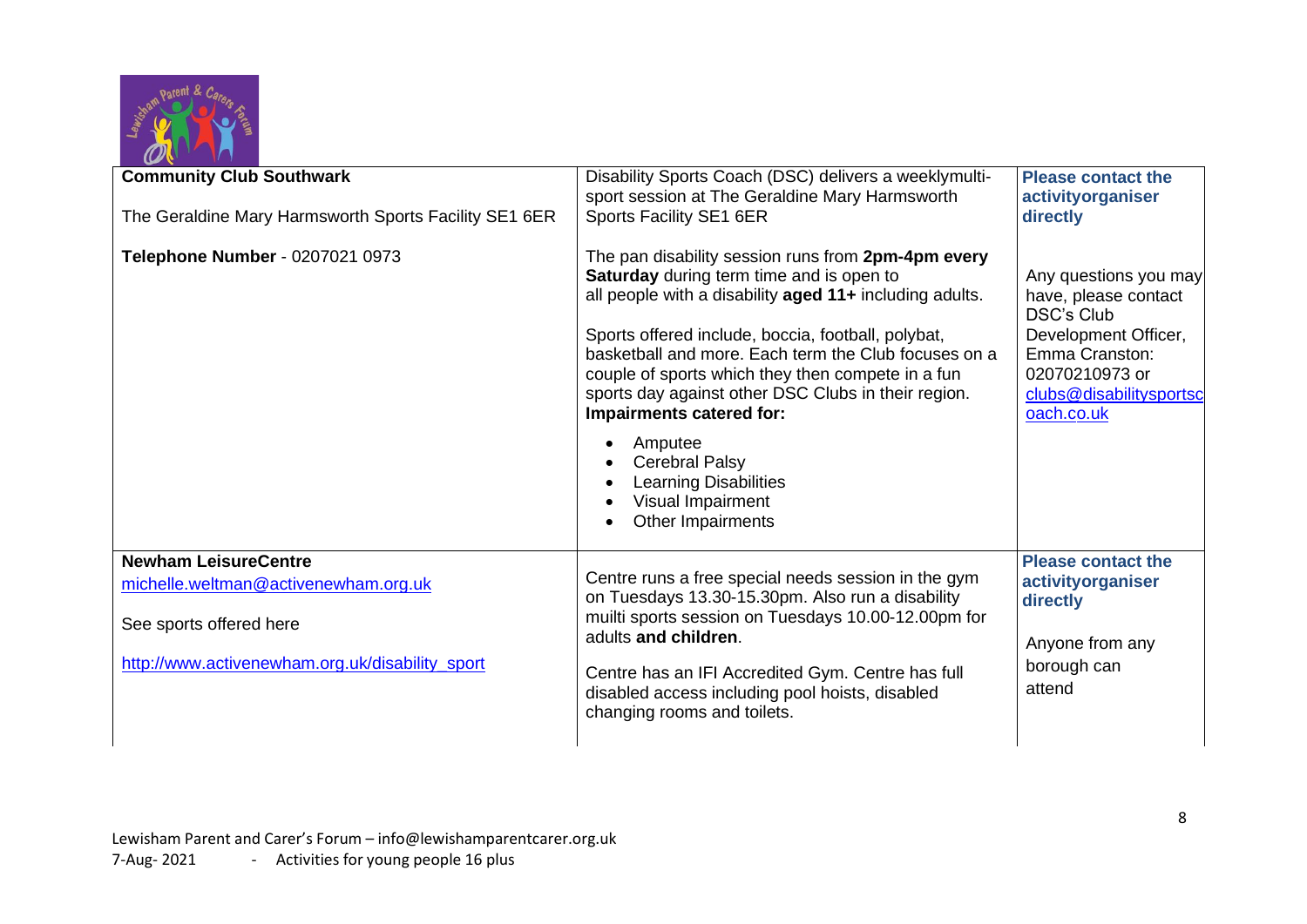| | | |
|---|---|---|
| **Community Club Southwark**<br><br>The Geraldine Mary Harmsworth Sports Facility SE1 6ER<br><br>**Telephone Number** - 0207021 0973 | Disability Sports Coach (DSC) delivers a weeklymulti-sport session at The Geraldine Mary Harmsworth Sports Facility SE1 6ER<br><br>The pan disability session runs from **2pm-4pm every Saturday** during term time and is open to all people with a disability **aged 11+** including adults.<br><br>Sports offered include, boccia, football, polybat, basketball and more. Each term the Club focuses on a couple of sports which they then compete in a fun sports day against other DSC Clubs in their region.<br>**Impairments catered for:**<br><br>• Amputee<br>• Cerebral Palsy<br>• Learning Disabilities<br>• Visual Impairment<br>• Other Impairments | **Please contact the activityorganiser directly**<br><br>Any questions you may have, please contact DSC's Club Development Officer, Emma Cranston: 02070210973 or clubs@disabilitysportscoach.co.uk |
| **Newham LeisureCentre**<br>michelle.weltman@activenewham.org.uk<br><br>See sports offered here<br><br>http://www.activenewham.org.uk/disability_sport | Centre runs a free special needs session in the gym on Tuesdays 13.30-15.30pm. Also run a disability muilti sports session on Tuesdays 10.00-12.00pm for adults **and children**.<br><br>Centre has an IFI Accredited Gym. Centre has full disabled access including pool hoists, disabled changing rooms and toilets. | **Please contact the activityorganiser directly**<br><br>Anyone from any borough can attend |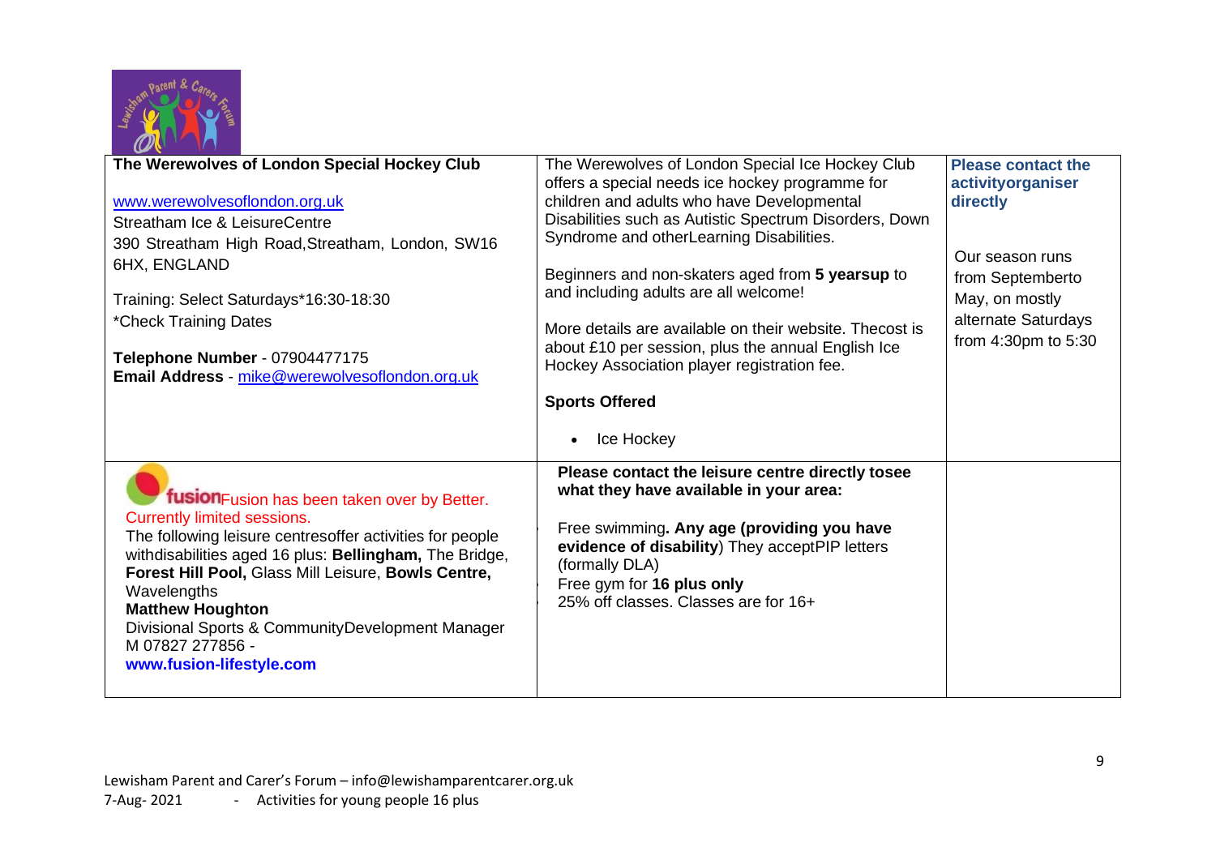| | | |
|---|---|---|
| **The Werewolves of London Special Hockey Club**<br><br>www.werewolvesoflondon.org.uk<br>Streatham Ice & LeisureCentre<br>390 Streatham High Road,Streatham, London, SW16 6HX, ENGLAND<br><br>Training: Select Saturdays*16:30-18:30<br>*Check Training Dates<br><br>**Telephone Number** - 07904477175<br>**Email Address** - mike@werewolvesoflondon.org.uk | The Werewolves of London Special Ice Hockey Club offers a special needs ice hockey programme for children and adults who have Developmental Disabilities such as Autistic Spectrum Disorders, Down Syndrome and otherLearning Disabilities.<br><br>Beginners and non-skaters aged from **5 yearsup** to and including adults are all welcome!<br><br>More details are available on their website. Thecost is about £10 per session, plus the annual English Ice Hockey Association player registration fee.<br><br>**Sports Offered**<br><br>• Ice Hockey | **Please contact the activityorganiser directly**<br><br>Our season runs from Septemberto May, on mostly alternate Saturdays from 4:30pm to 5:30 |
| **fusion** Fusion has been taken over by Better. Currently limited sessions.<br>The following leisure centresoffer activities for people withdisabilities aged 16 plus: **Bellingham,** The Bridge, **Forest Hill Pool,** Glass Mill Leisure, **Bowls Centre,** Wavelengths<br>**Matthew Houghton**<br>Divisional Sports & CommunityDevelopment Manager<br>M 07827 277856 -<br>**www.fusion-lifestyle.com** | **Please contact the leisure centre directly tosee what they have available in your area:**<br><br>Free swimming**. Any age (providing you have evidence of disability**) They acceptPIP letters (formally DLA)<br>Free gym for **16 plus only**<br>25% off classes. Classes are for 16+ | |

Lewisham Parent and Carer's Forum – info@lewishamparentcarer.org.uk
7-Aug- 2021 - Activities for young people 16 plus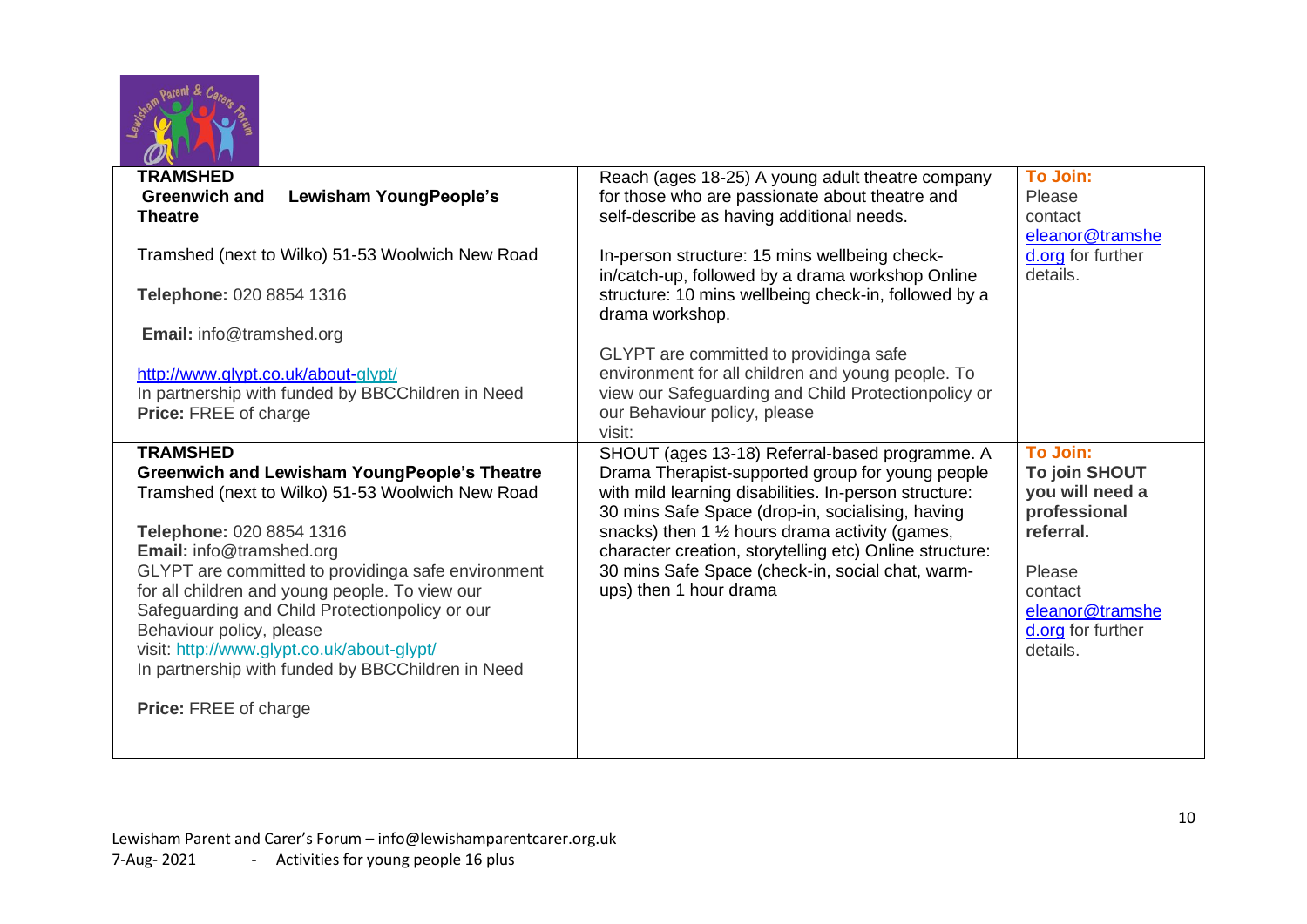| | | |
|---|---|---|
| **TRAMSHED**<br>**Greenwich and Lewisham YoungPeople's Theatre**<br><br>Tramshed (next to Wilko) 51-53 Woolwich New Road<br><br>**Telephone:** 020 8854 1316<br><br>**Email:** info@tramshed.org<br><br>http://www.glypt.co.uk/about-glypt/<br>In partnership with funded by BBCChildren in Need<br>**Price:** FREE of charge | Reach (ages 18-25) A young adult theatre company for those who are passionate about theatre and self-describe as having additional needs.<br><br>In-person structure: 15 mins wellbeing check-in/catch-up, followed by a drama workshop Online structure: 10 mins wellbeing check-in, followed by a drama workshop.<br><br>GLYPT are committed to providinga safe environment for all children and young people. To view our Safeguarding and Child Protectionpolicy or our Behaviour policy, please visit: | **To Join:**<br>Please contact eleanor@tramshed.org for further details. |
| **TRAMSHED**<br>**Greenwich and Lewisham YoungPeople's Theatre**<br>Tramshed (next to Wilko) 51-53 Woolwich New Road<br><br>**Telephone:** 020 8854 1316<br>**Email:** info@tramshed.org<br>GLYPT are committed to providinga safe environment for all children and young people. To view our Safeguarding and Child Protectionpolicy or our Behaviour policy, please visit: http://www.glypt.co.uk/about-glypt/<br>In partnership with funded by BBCChildren in Need<br><br>**Price:** FREE of charge | SHOUT (ages 13-18) Referral-based programme. A Drama Therapist-supported group for young people with mild learning disabilities. In-person structure: 30 mins Safe Space (drop-in, socialising, having snacks) then 1 ½ hours drama activity (games, character creation, storytelling etc) Online structure: 30 mins Safe Space (check-in, social chat, warm-ups) then 1 hour drama | **To Join:**<br>**To join SHOUT you will need a professional referral.**<br><br>Please contact eleanor@tramshed.org for further details. |

Lewisham Parent and Carer's Forum – info@lewishamparentcarer.org.uk
7-Aug- 2021 - Activities for young people 16 plus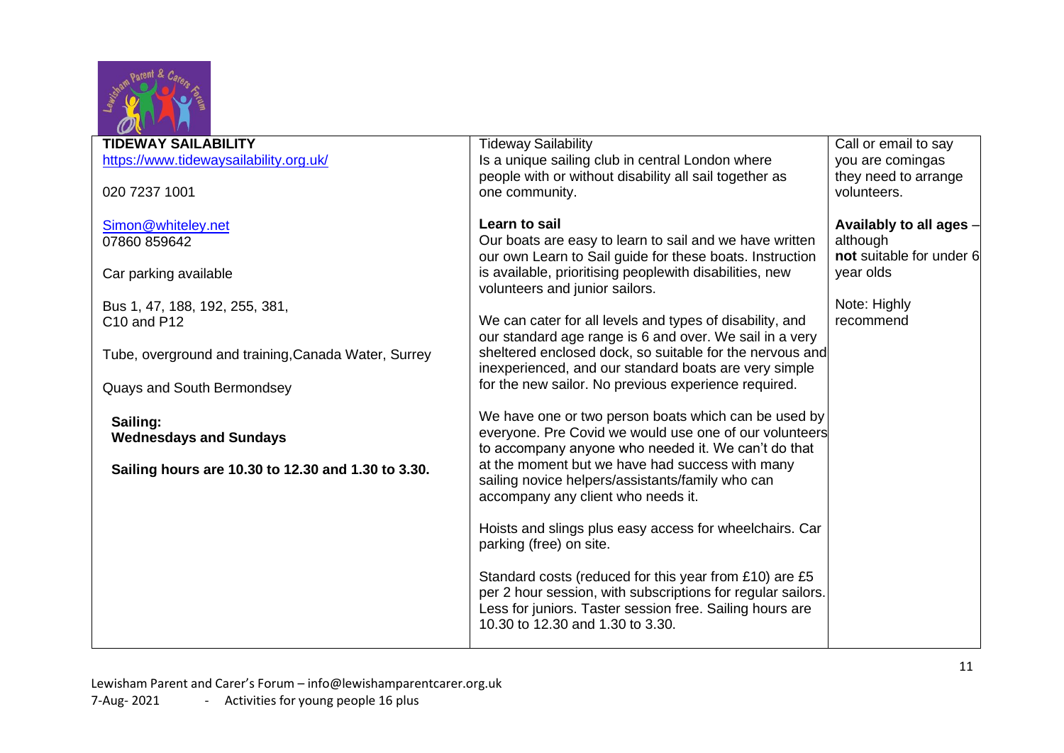| **TIDEWAY SAILABILITY**<br>https://www.tidewaysailability.org.uk/<br><br>020 7237 1001<br><br>Simon@whiteley.net<br>07860 859642<br><br>Car parking available<br><br>Bus 1, 47, 188, 192, 255, 381, C10 and P12<br><br>Tube, overground and training,Canada Water, Surrey Quays and South Bermondsey<br><br>**Sailing:**<br>**Wednesdays and Sundays**<br><br>**Sailing hours are 10.30 to 12.30 and 1.30 to 3.30.** | Tideway Sailability<br>Is a unique sailing club in central London where people with or without disability all sail together as one community.<br><br>**Learn to sail**<br>Our boats are easy to learn to sail and we have written our own Learn to Sail guide for these boats. Instruction is available, prioritising peoplewith disabilities, new volunteers and junior sailors.<br><br>We can cater for all levels and types of disability, and our standard age range is 6 and over. We sail in a very sheltered enclosed dock, so suitable for the nervous and inexperienced, and our standard boats are very simple for the new sailor. No previous experience required.<br><br>We have one or two person boats which can be used by everyone. Pre Covid we would use one of our volunteers to accompany anyone who needed it. We can't do that at the moment but we have had success with many sailing novice helpers/assistants/family who can accompany any client who needs it.<br><br>Hoists and slings plus easy access for wheelchairs. Car parking (free) on site.<br><br>Standard costs (reduced for this year from £10) are £5 per 2 hour session, with subscriptions for regular sailors. Less for juniors. Taster session free. Sailing hours are 10.30 to 12.30 and 1.30 to 3.30. | Call or email to say you are comingas they need to arrange volunteers.<br><br>**Availably to all ages** – although **not** suitable for under 6 year olds<br><br>Note: Highly recommend |
|---|---|---|

Lewisham Parent and Carer's Forum – info@lewishamparentcarer.org.uk
7-Aug- 2021 - Activities for young people 16 plus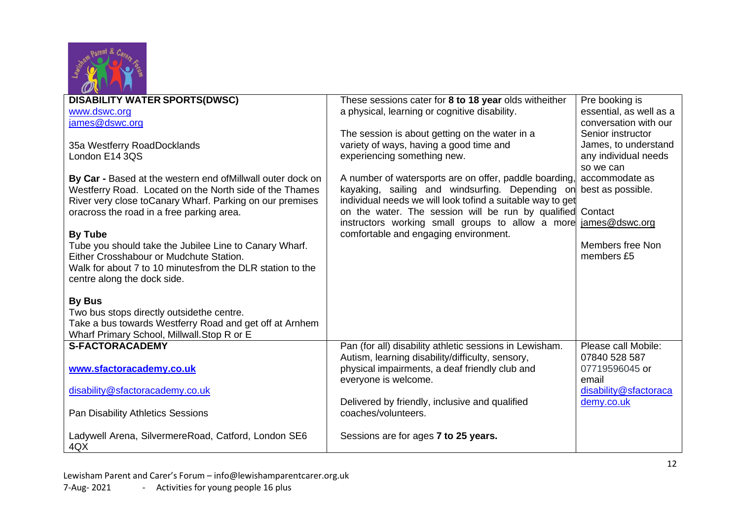| | | |
|---|---|---|
| **DISABILITY WATER SPORTS(DWSC)**<br>www.dswc.org<br>james@dswc.org<br><br>35a Westferry RoadDocklands<br>London E14 3QS<br><br>**By Car -** Based at the western end ofMillwall outer dock on Westferry Road. Located on the North side of the Thames River very close toCanary Wharf. Parking on our premises oracross the road in a free parking area.<br><br>**By Tube**<br>Tube you should take the Jubilee Line to Canary Wharf. Either Crosshabour or Mudchute Station.<br>Walk for about 7 to 10 minutesfrom the DLR station to the centre along the dock side.<br><br>**By Bus**<br>Two bus stops directly outsidethe centre.<br>Take a bus towards Westferry Road and get off at Arnhem Wharf Primary School, Millwall.Stop R or E | These sessions cater for **8 to 18 year** olds witheither a physical, learning or cognitive disability.<br><br>The session is about getting on the water in a variety of ways, having a good time and experiencing something new.<br><br>A number of watersports are on offer, paddle boarding, kayaking, sailing and windsurfing. Depending on individual needs we will look tofind a suitable way to get on the water. The session will be run by qualified instructors working small groups to allow a more comfortable and engaging environment. | Pre booking is essential, as well as a conversation with our Senior instructor James, to understand any individual needs so we can accommodate as best as possible.<br><br>Contact james@dswc.org<br><br>Members free Non members £5 |
| **S-FACTORACADEMY**<br><br>**www.sfactoracademy.co.uk**<br><br>disability@sfactoracademy.co.uk<br><br>Pan Disability Athletics Sessions<br><br>Ladywell Arena, SilvermereRoad, Catford, London SE6 4QX | Pan (for all) disability athletic sessions in Lewisham. Autism, learning disability/difficulty, sensory, physical impairments, a deaf friendly club and everyone is welcome.<br><br>Delivered by friendly, inclusive and qualified coaches/volunteers.<br><br>Sessions are for ages **7 to 25 years.** | Please call Mobile: 07840 528 587 07719596045 or email disability@sfactoracademy.co.uk |

Lewisham Parent and Carer's Forum – info@lewishamparentcarer.org.uk
7-Aug- 2021 - Activities for young people 16 plus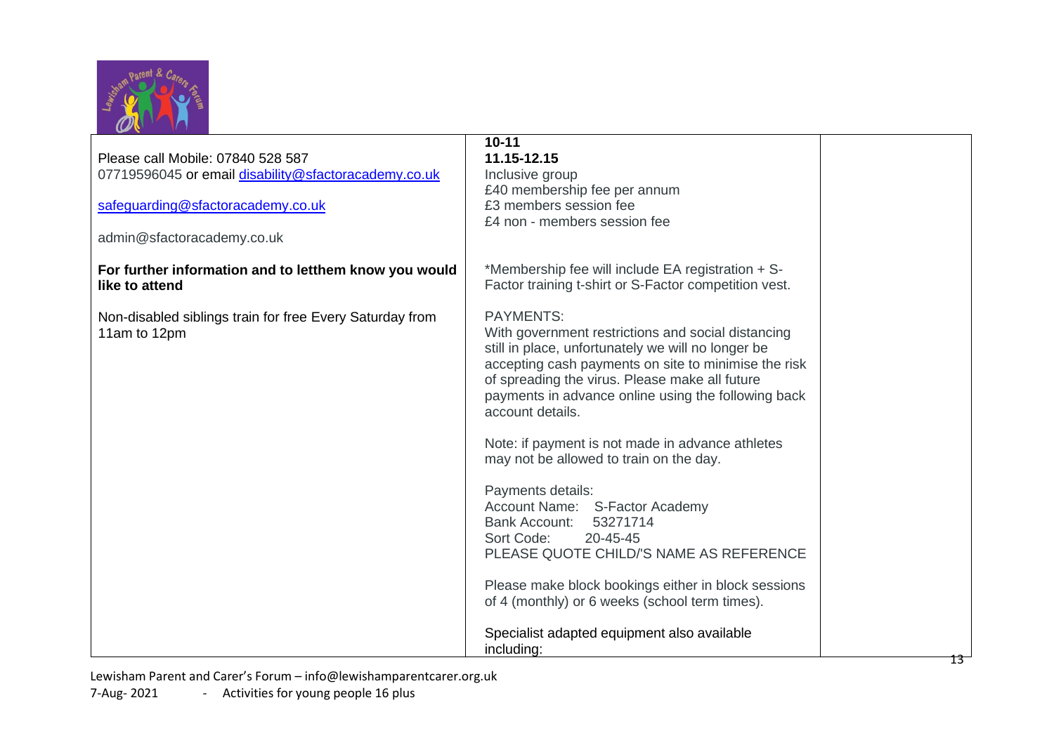| | | |
|---|---|---|
| Please call Mobile: 07840 528 587<br>07719596045 or email [disability@sfactoracademy.co.uk](mailto:disability@sfactoracademy.co.uk)<br><br>[safeguarding@sfactoracademy.co.uk](mailto:safeguarding@sfactoracademy.co.uk)<br><br>admin@sfactoracademy.co.uk<br><br>**For further information and to letthem know you would like to attend**<br><br>Non-disabled siblings train for free Every Saturday from 11am to 12pm | **10-11**<br>**11.15-12.15**<br>Inclusive group<br>£40 membership fee per annum<br>£3 members session fee<br>£4 non - members session fee<br><br>*Membership fee will include EA registration + S-Factor training t-shirt or S-Factor competition vest.<br><br>PAYMENTS:<br>With government restrictions and social distancing still in place, unfortunately we will no longer be accepting cash payments on site to minimise the risk of spreading the virus. Please make all future payments in advance online using the following back account details.<br><br>Note: if payment is not made in advance athletes may not be allowed to train on the day.<br><br>Payments details:<br>Account Name: S-Factor Academy<br>Bank Account: 53271714<br>Sort Code: 20-45-45<br>PLEASE QUOTE CHILD/'S NAME AS REFERENCE<br><br>Please make block bookings either in block sessions of 4 (monthly) or 6 weeks (school term times).<br><br>Specialist adapted equipment also available including: | |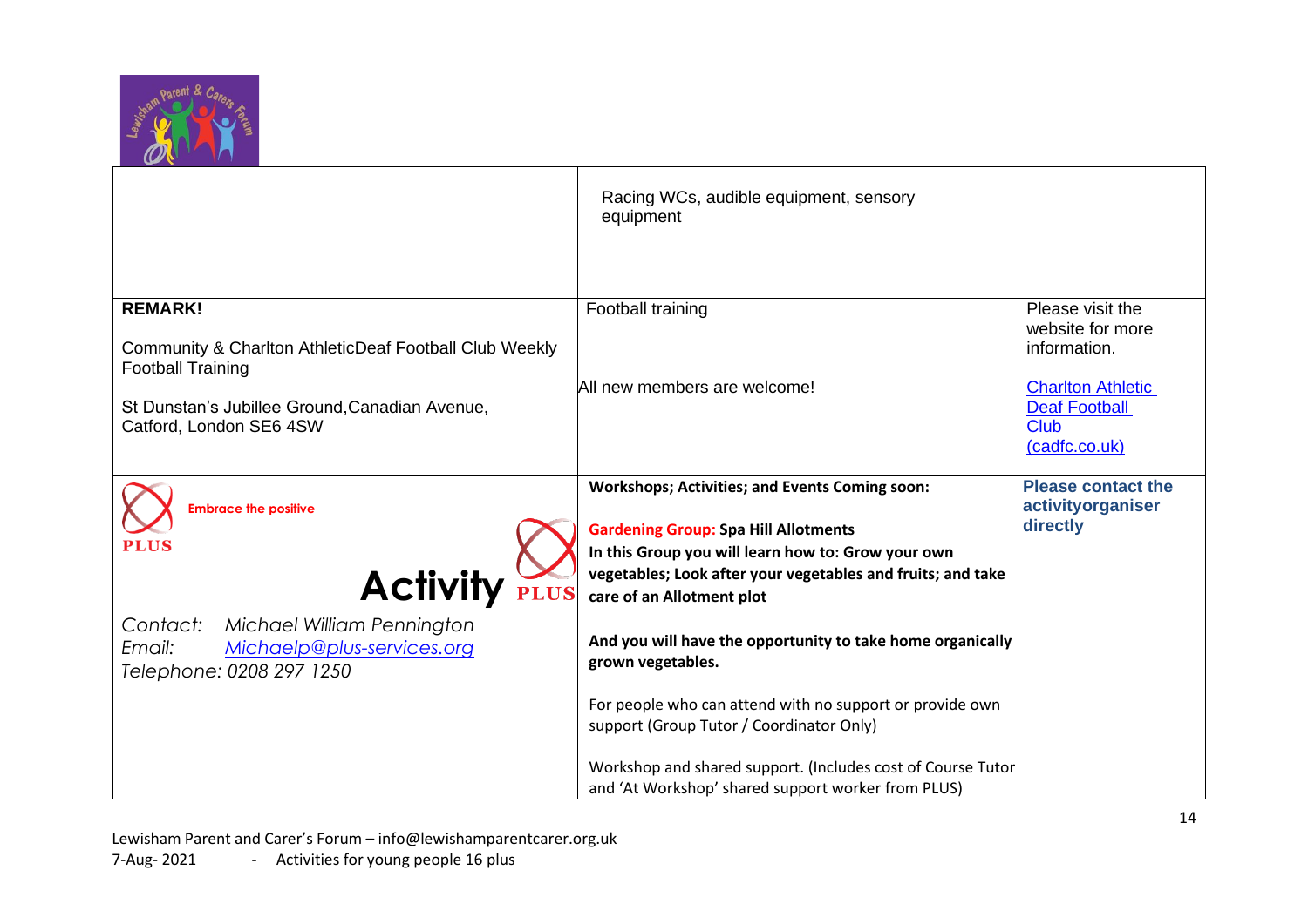| | | |
|---|---|---|
| | Racing WCs, audible equipment, sensory equipment | |
| **REMARK!**<br><br>Community & Charlton AthleticDeaf Football Club Weekly Football Training<br><br>St Dunstan's Jubillee Ground,Canadian Avenue, Catford, London SE6 4SW | Football training<br><br>All new members are welcome! | Please visit the website for more information.<br><br>[Charlton Athletic Deaf Football Club (cadfc.co.uk)](cadfc.co.uk) |
| Embrace the positive<br>PLUS<br>**Activity** PLUS<br><br>*Contact: Michael William Pennington*<br>*Email: [Michaelp@plus-services.org](mailto:Michaelp@plus-services.org)*<br>*Telephone: 0208 297 1250* | **Workshops; Activities; and Events Coming soon:**<br><br>**Gardening Group: Spa Hill Allotments**<br>**In this Group you will learn how to: Grow your own vegetables; Look after your vegetables and fruits; and take care of an Allotment plot**<br><br>**And you will have the opportunity to take home organically grown vegetables.**<br><br>For people who can attend with no support or provide own support (Group Tutor / Coordinator Only)<br><br>Workshop and shared support. (Includes cost of Course Tutor and 'At Workshop' shared support worker from PLUS) | **Please contact the activityorganiser directly** |

Lewisham Parent and Carer's Forum – info@lewishamparentcarer.org.uk
7-Aug- 2021 - Activities for young people 16 plus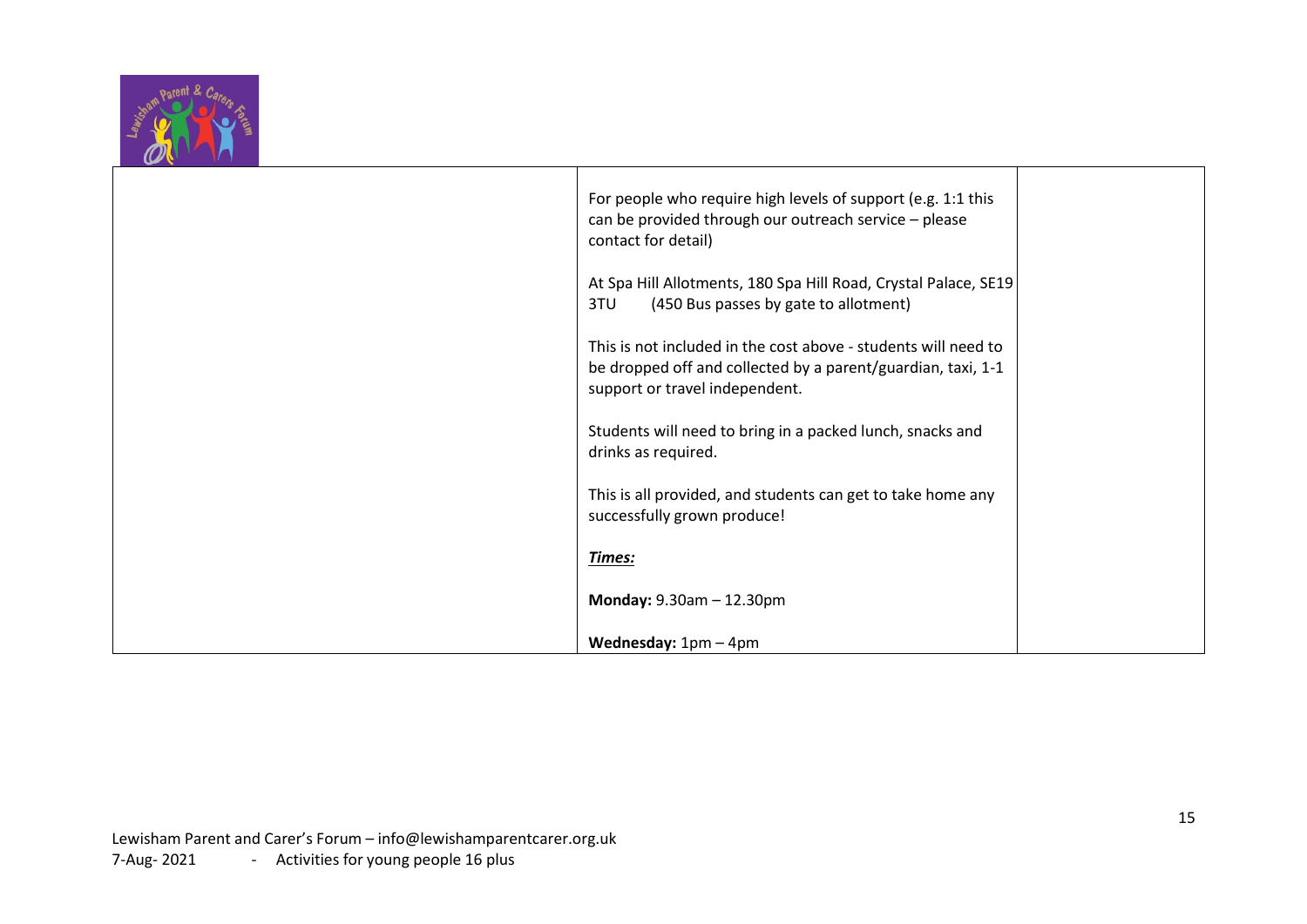| | | |
|---|---|---|
| | For people who require high levels of support (e.g. 1:1 this can be provided through our outreach service – please contact for detail)<br><br>At Spa Hill Allotments, 180 Spa Hill Road, Crystal Palace, SE19 3TU (450 Bus passes by gate to allotment)<br><br>This is not included in the cost above - students will need to be dropped off and collected by a parent/guardian, taxi, 1-1 support or travel independent.<br><br>Students will need to bring in a packed lunch, snacks and drinks as required.<br><br>This is all provided, and students can get to take home any successfully grown produce!<br><br>***<u>Times:</u>***<br><br>**Monday:** 9.30am – 12.30pm<br><br>**Wednesday:** 1pm – 4pm | |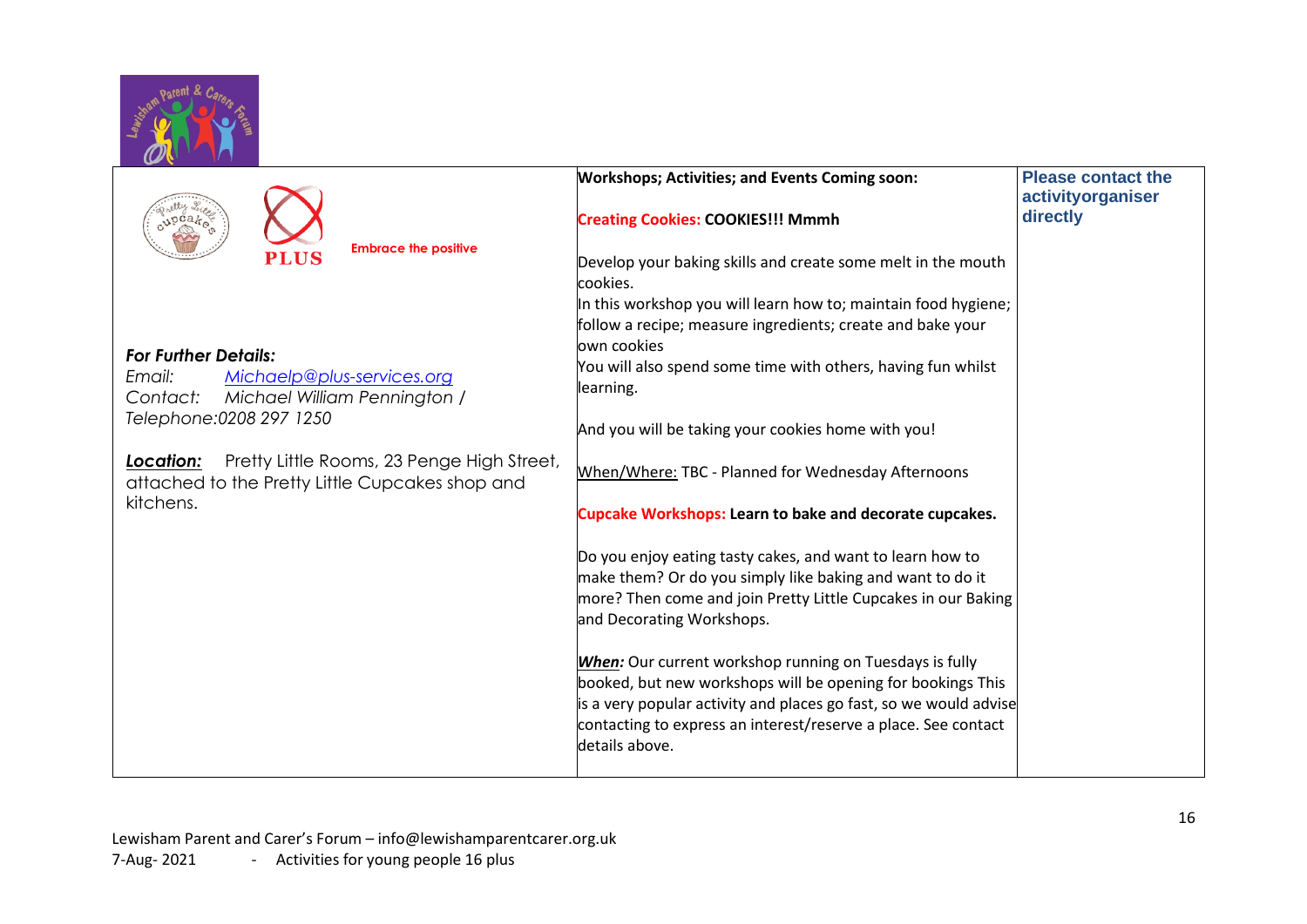| | Workshops; Activities; and Events Coming soon: | Please contact the activityorganiser directly |
|---|---|---|
| Embrace the positive<br><br>***For Further Details:***<br>*Email:* *Michaelp@plus-services.org*<br>*Contact:* *Michael William Pennington /*<br>*Telephone:0208 297 1250*<br><br>***Location:*** Pretty Little Rooms, 23 Penge High Street, attached to the Pretty Little Cupcakes shop and kitchens. | **Creating Cookies: COOKIES!!! Mmmh**<br><br>Develop your baking skills and create some melt in the mouth cookies.<br>In this workshop you will learn how to; maintain food hygiene; follow a recipe; measure ingredients; create and bake your own cookies<br>You will also spend some time with others, having fun whilst learning.<br><br>And you will be taking your cookies home with you!<br><br>When/Where: TBC - Planned for Wednesday Afternoons<br><br>**Cupcake Workshops: Learn to bake and decorate cupcakes.**<br><br>Do you enjoy eating tasty cakes, and want to learn how to make them? Or do you simply like baking and want to do it more? Then come and join Pretty Little Cupcakes in our Baking and Decorating Workshops.<br><br>***When:*** Our current workshop running on Tuesdays is fully booked, but new workshops will be opening for bookings This is a very popular activity and places go fast, so we would advise contacting to express an interest/reserve a place. See contact details above. | |

Lewisham Parent and Carer's Forum – info@lewishamparentcarer.org.uk
7-Aug- 2021 - Activities for young people 16 plus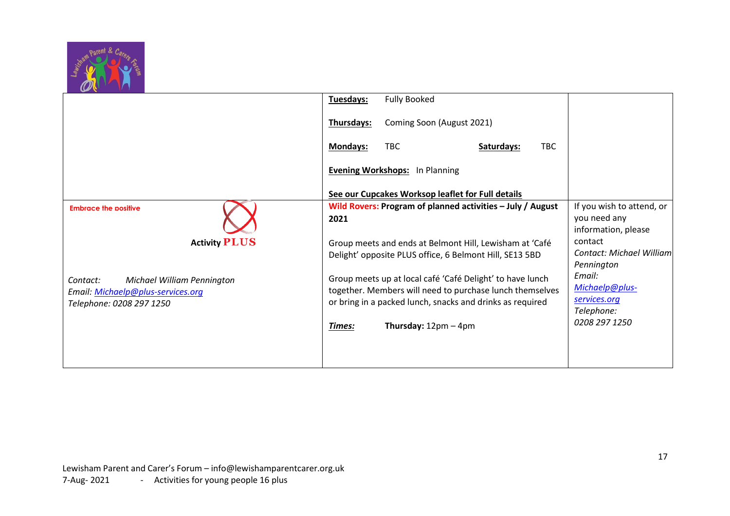| | | |
|---|---|---|
| | **Tuesdays:** Fully Booked<br><br>**Thursdays:** Coming Soon (August 2021)<br><br>**Mondays:** TBC **Saturdays:** TBC<br><br>**Evening Workshops:** In Planning<br><br>**See our Cupcakes Worksop leaflet for Full details** | |
| Embrace the positive<br><br>**Activity PLUS**<br><br>*Contact: Michael William Pennington*<br>*Email: [Michaelp@plus-services.org](mailto:Michaelp@plus-services.org)*<br>*Telephone: 0208 297 1250* | **Wild Rovers: Program of planned activities – July / August 2021**<br><br>Group meets and ends at Belmont Hill, Lewisham at 'Café Delight' opposite PLUS office, 6 Belmont Hill, SE13 5BD<br><br>Group meets up at local café 'Café Delight' to have lunch together. Members will need to purchase lunch themselves or bring in a packed lunch, snacks and drinks as required<br><br>***Times:*** **Thursday:** 12pm – 4pm | If you wish to attend, or you need any information, please contact<br>*Contact: Michael William Pennington*<br>*Email:*<br>*[Michaelp@plus-services.org](mailto:Michaelp@plus-services.org)*<br>*Telephone:*<br>*0208 297 1250* |

Lewisham Parent and Carer's Forum – info@lewishamparentcarer.org.uk
7-Aug- 2021 - Activities for young people 16 plus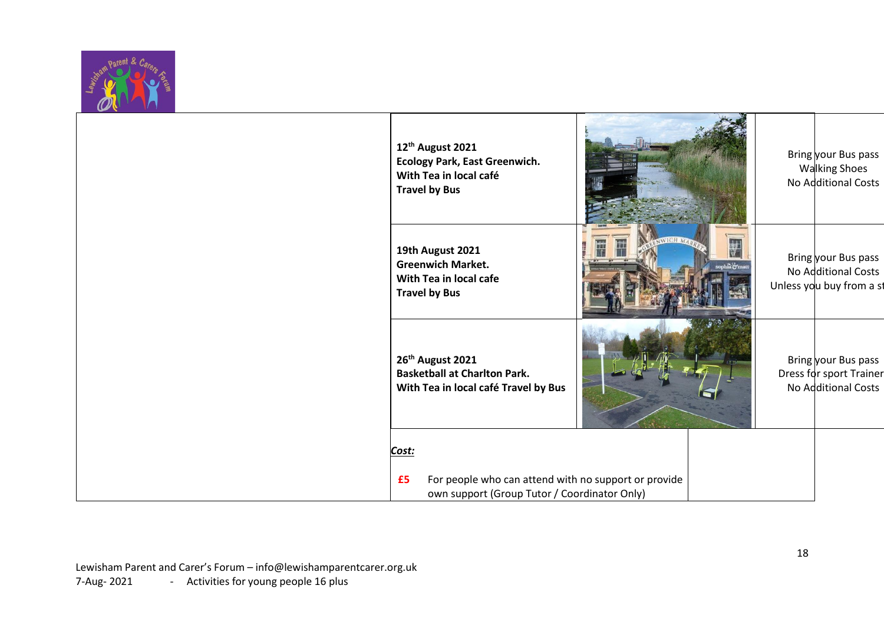| | | | |
|---|---|---|---|
| | **12th August 2021**<br>**Ecology Park, East Greenwich.**<br>**With Tea in local café**<br>**Travel by Bus** | | Bring your Bus pass<br>Walking Shoes<br>No Additional Costs |
| | **19th August 2021**<br>**Greenwich Market.**<br>**With Tea in local cafe**<br>**Travel by Bus** | | Bring your Bus pass<br>No Additional Costs<br>Unless you buy from a st |
| | **26th August 2021**<br>**Basketball at Charlton Park.**<br>**With Tea in local café Travel by Bus** | | Bring your Bus pass<br>Dress for sport Trainer<br>No Additional Costs |

***Cost:***

**£5** For people who can attend with no support or provide own support (Group Tutor / Coordinator Only)

Lewisham Parent and Carer's Forum – info@lewishamparentcarer.org.uk
7-Aug- 2021 - Activities for young people 16 plus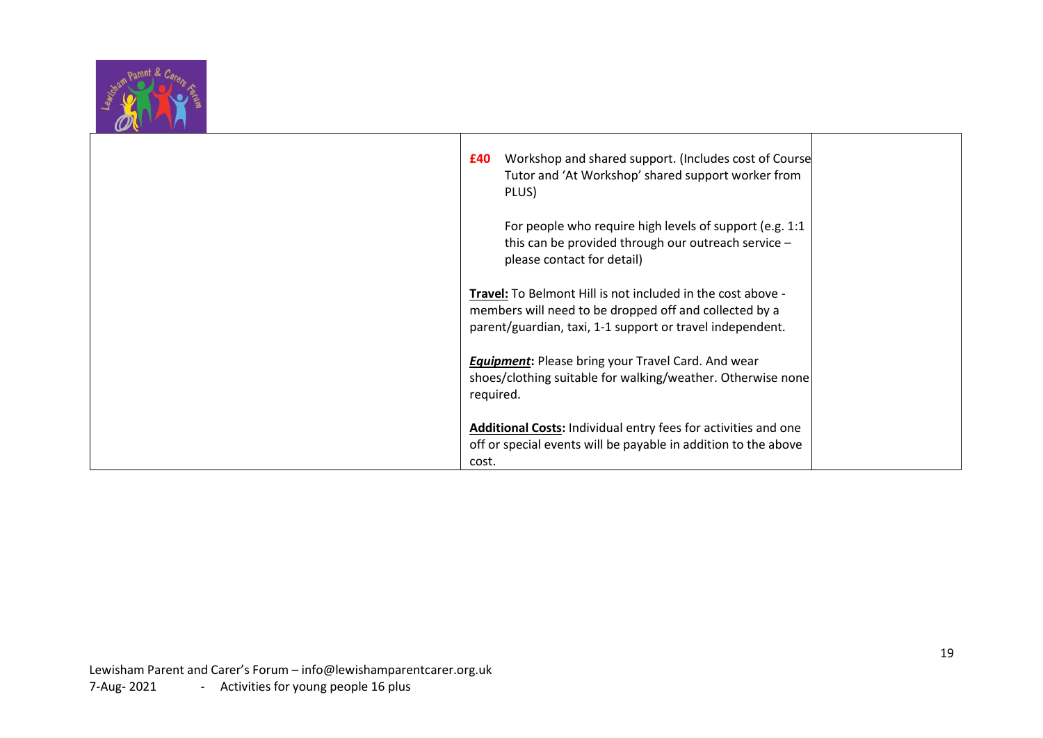| | | |
|---|---|---|
| | **£40** Workshop and shared support. (Includes cost of Course Tutor and 'At Workshop' shared support worker from PLUS)<br><br>For people who require high levels of support (e.g. 1:1 this can be provided through our outreach service – please contact for detail)<br><br>**Travel:** To Belmont Hill is not included in the cost above - members will need to be dropped off and collected by a parent/guardian, taxi, 1-1 support or travel independent.<br><br>***Equipment*:** Please bring your Travel Card. And wear shoes/clothing suitable for walking/weather. Otherwise none required.<br><br>**Additional Costs:** Individual entry fees for activities and one off or special events will be payable in addition to the above cost. | |

Lewisham Parent and Carer's Forum – info@lewishamparentcarer.org.uk
7-Aug- 2021 - Activities for young people 16 plus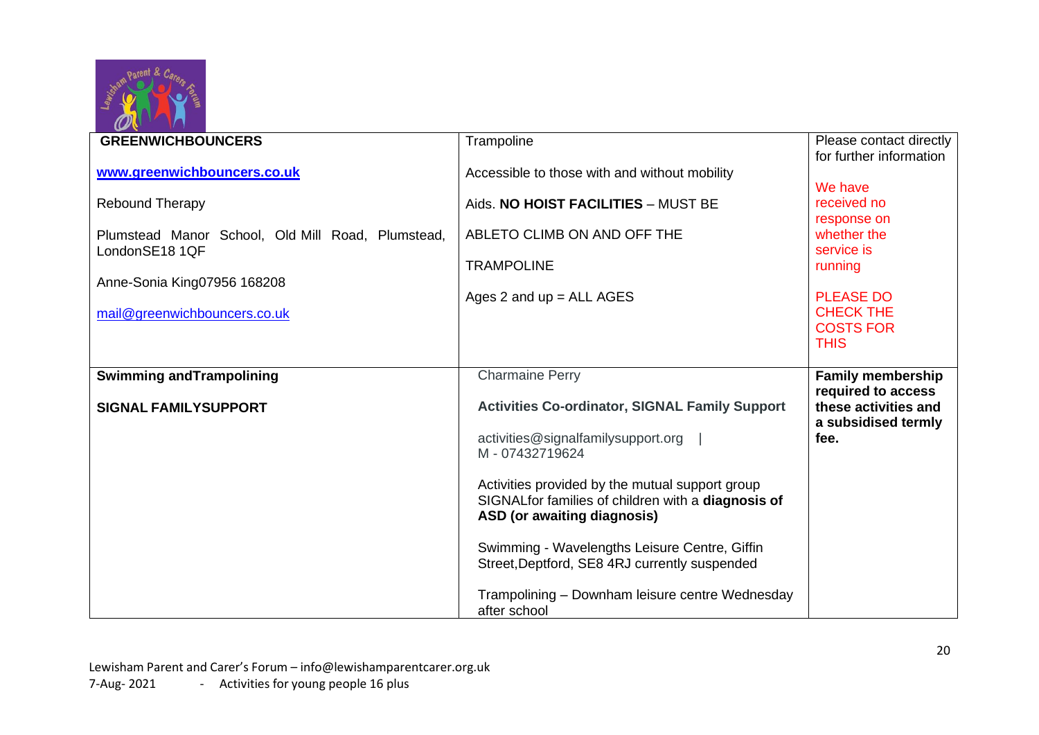| | | |
|---|---|---|
| **GREENWICHBOUNCERS**<br><br>**www.greenwichbouncers.co.uk**<br><br>Rebound Therapy<br><br>Plumstead Manor School, Old Mill Road, Plumstead, LondonSE18 1QF<br><br>Anne-Sonia King07956 168208<br><br>mail@greenwichbouncers.co.uk | Trampoline<br><br>Accessible to those with and without mobility<br><br>Aids. **NO HOIST FACILITIES** – MUST BE<br><br>ABLETO CLIMB ON AND OFF THE<br><br>TRAMPOLINE<br><br>Ages 2 and up = ALL AGES | Please contact directly for further information<br><br>We have received no response on whether the service is running<br><br>PLEASE DO CHECK THE COSTS FOR THIS |
| **Swimming andTrampolining**<br><br>**SIGNAL FAMILYSUPPORT** | Charmaine Perry<br><br>**Activities Co-ordinator, SIGNAL Family Support**<br><br>activities@signalfamilysupport.org \| M - 07432719624<br><br>Activities provided by the mutual support group SIGNALfor families of children with a **diagnosis of ASD (or awaiting diagnosis)**<br><br>Swimming - Wavelengths Leisure Centre, Giffin Street,Deptford, SE8 4RJ currently suspended<br><br>Trampolining – Downham leisure centre Wednesday after school | **Family membership required to access these activities and a subsidised termly fee.** |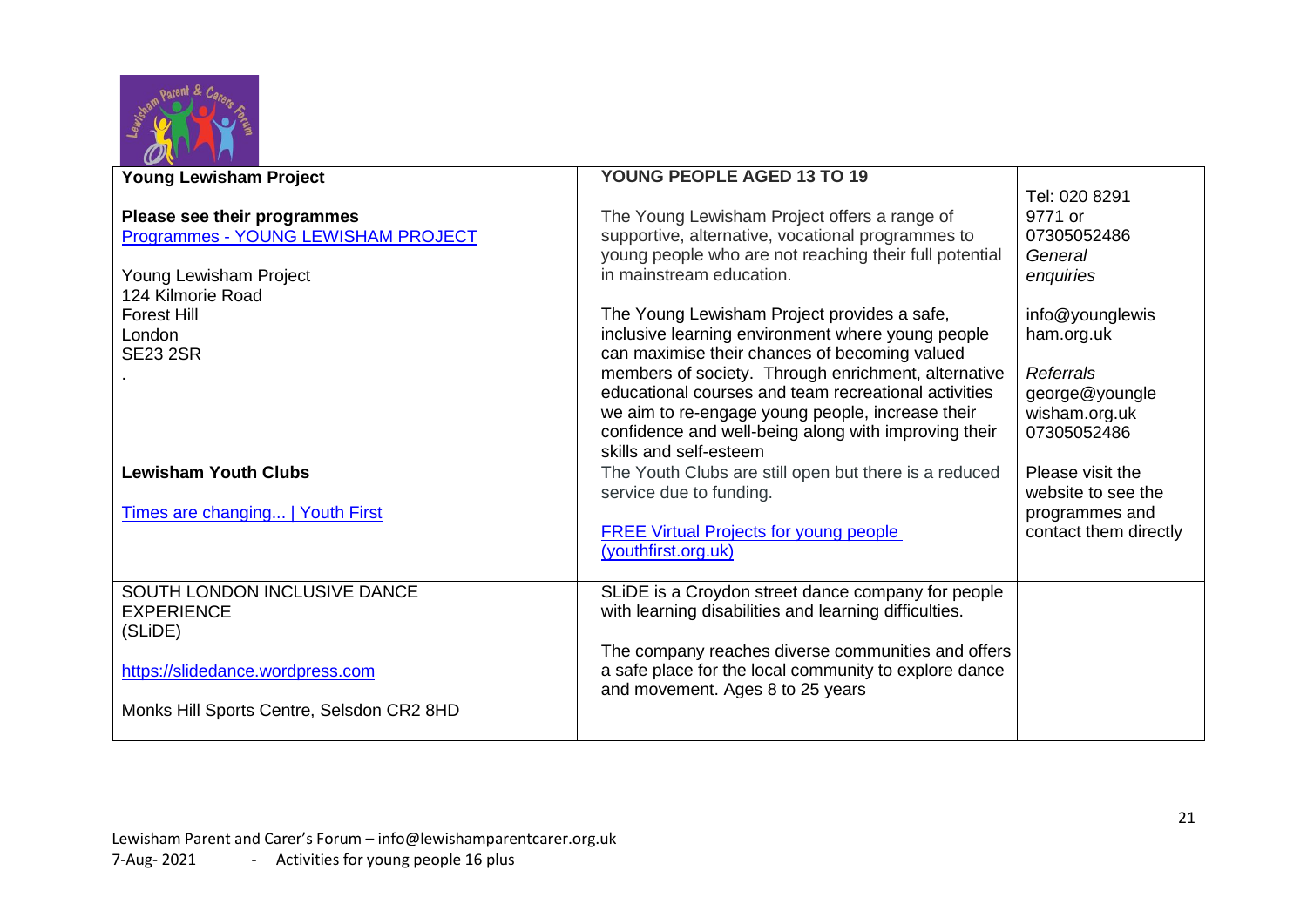| **Young Lewisham Project**<br><br>**Please see their programmes**<br>[Programmes - YOUNG LEWISHAM PROJECT]<br><br>Young Lewisham Project<br>124 Kilmorie Road<br>Forest Hill<br>London<br>SE23 2SR<br>. | **YOUNG PEOPLE AGED 13 TO 19**<br><br>The Young Lewisham Project offers a range of supportive, alternative, vocational programmes to young people who are not reaching their full potential in mainstream education.<br><br>The Young Lewisham Project provides a safe, inclusive learning environment where young people can maximise their chances of becoming valued members of society. Through enrichment, alternative educational courses and team recreational activities we aim to re-engage young people, increase their confidence and well-being along with improving their skills and self-esteem | Tel: 020 8291 9771 or 07305052486 *General enquiries*<br><br>info@younglewisham.org.uk<br><br>*Referrals*<br>george@younglewisham.org.uk<br>07305052486 |
|---|---|---|
| **Lewisham Youth Clubs**<br><br>[Times are changing... \| Youth First] | The Youth Clubs are still open but there is a reduced service due to funding.<br><br>[FREE Virtual Projects for young people (youthfirst.org.uk)] | Please visit the website to see the programmes and contact them directly |
| SOUTH LONDON INCLUSIVE DANCE EXPERIENCE (SLiDE)<br><br>https://slidedance.wordpress.com<br><br>Monks Hill Sports Centre, Selsdon CR2 8HD | SLiDE is a Croydon street dance company for people with learning disabilities and learning difficulties.<br><br>The company reaches diverse communities and offers a safe place for the local community to explore dance and movement. Ages 8 to 25 years | |

Lewisham Parent and Carer's Forum – info@lewishamparentcarer.org.uk
7-Aug- 2021 - Activities for young people 16 plus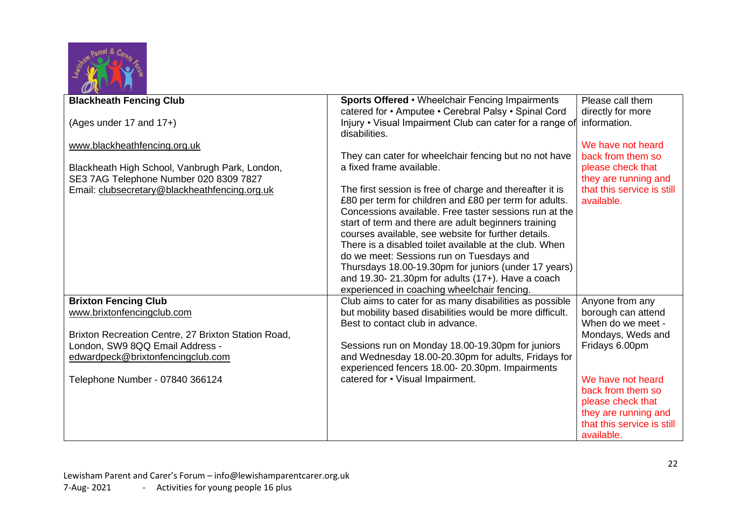| | | |
|---|---|---|
| **Blackheath Fencing Club**<br><br>(Ages under 17 and 17+)<br><br>www.blackheathfencing.org.uk<br><br>Blackheath High School, Vanbrugh Park, London, SE3 7AG Telephone Number 020 8309 7827<br>Email: clubsecretary@blackheathfencing.org.uk | **Sports Offered** • Wheelchair Fencing Impairments catered for • Amputee • Cerebral Palsy • Spinal Cord Injury • Visual Impairment Club can cater for a range of disabilities.<br><br>They can cater for wheelchair fencing but no not have a fixed frame available.<br><br>The first session is free of charge and thereafter it is £80 per term for children and £80 per term for adults. Concessions available. Free taster sessions run at the start of term and there are adult beginners training courses available, see website for further details. There is a disabled toilet available at the club. When do we meet: Sessions run on Tuesdays and Thursdays 18.00-19.30pm for juniors (under 17 years) and 19.30- 21.30pm for adults (17+). Have a coach experienced in coaching wheelchair fencing. | Please call them directly for more information.<br><br>We have not heard back from them so please check that they are running and that this service is still available. |
| **Brixton Fencing Club**<br>www.brixtonfencingclub.com<br><br>Brixton Recreation Centre, 27 Brixton Station Road, London, SW9 8QQ Email Address - edwardpeck@brixtonfencingclub.com<br><br>Telephone Number - 07840 366124 | Club aims to cater for as many disabilities as possible but mobility based disabilities would be more difficult. Best to contact club in advance.<br><br>Sessions run on Monday 18.00-19.30pm for juniors and Wednesday 18.00-20.30pm for adults, Fridays for experienced fencers 18.00- 20.30pm. Impairments catered for • Visual Impairment. | Anyone from any borough can attend When do we meet - Mondays, Weds and Fridays 6.00pm<br><br>We have not heard back from them so please check that they are running and that this service is still available. |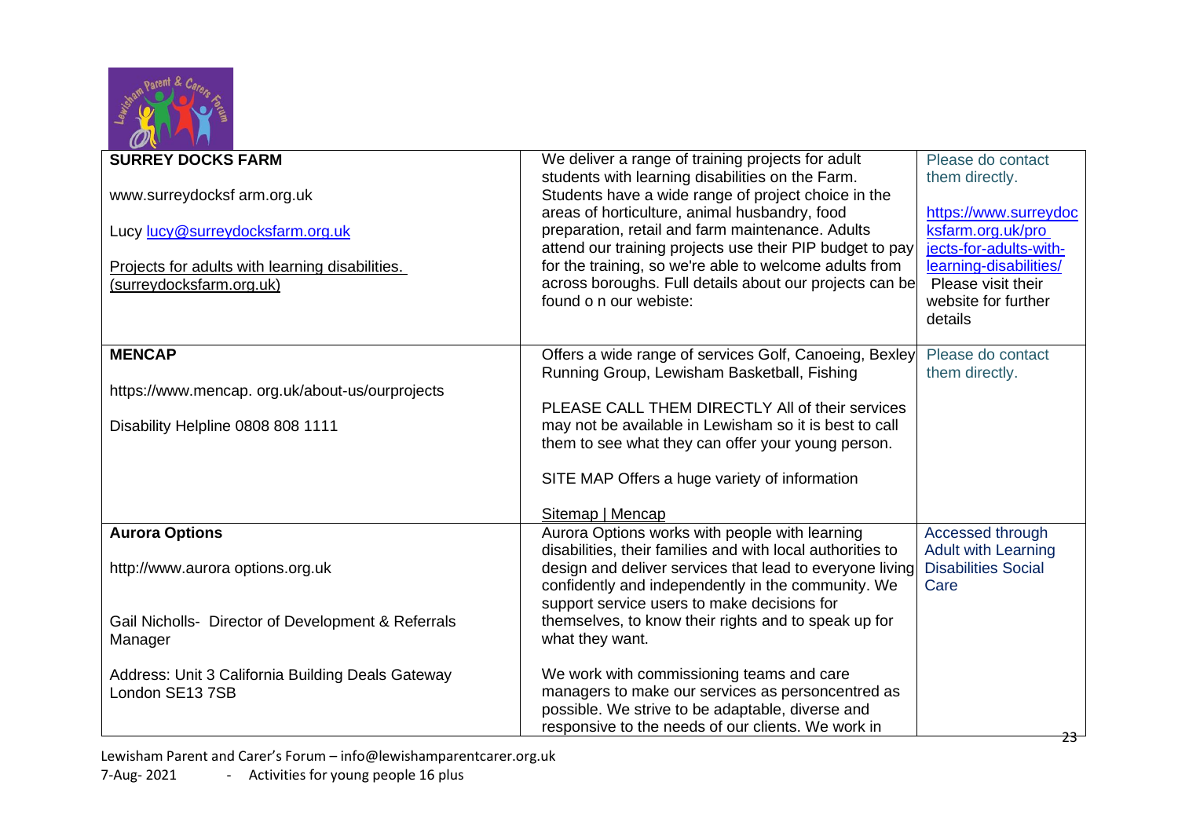| | | |
|---|---|---|
| **SURREY DOCKS FARM**<br><br>www.surreydocksf arm.org.uk<br><br>Lucy lucy@surreydocksfarm.org.uk<br><br>Projects for adults with learning disabilities. (surreydocksfarm.org.uk) | We deliver a range of training projects for adult students with learning disabilities on the Farm. Students have a wide range of project choice in the areas of horticulture, animal husbandry, food preparation, retail and farm maintenance. Adults attend our training projects use their PIP budget to pay for the training, so we're able to welcome adults from across boroughs. Full details about our projects can be found o n our webiste: | Please do contact them directly.<br><br>https://www.surreydocksfarm.org.uk/projects-for-adults-with-learning-disabilities/ Please visit their website for further details |
| **MENCAP**<br><br>https://www.mencap. org.uk/about-us/ourprojects<br><br>Disability Helpline 0808 808 1111 | Offers a wide range of services Golf, Canoeing, Bexley Running Group, Lewisham Basketball, Fishing<br><br>PLEASE CALL THEM DIRECTLY All of their services may not be available in Lewisham so it is best to call them to see what they can offer your young person.<br><br>SITE MAP Offers a huge variety of information<br><br>Sitemap \| Mencap | Please do contact them directly. |
| **Aurora Options**<br><br>http://www.aurora options.org.uk<br><br>Gail Nicholls- Director of Development & Referrals Manager<br><br>Address: Unit 3 California Building Deals Gateway London SE13 7SB | Aurora Options works with people with learning disabilities, their families and with local authorities to design and deliver services that lead to everyone living confidently and independently in the community. We support service users to make decisions for themselves, to know their rights and to speak up for what they want.<br><br>We work with commissioning teams and care managers to make our services as personcentred as possible. We strive to be adaptable, diverse and responsive to the needs of our clients. We work in | Accessed through Adult with Learning Disabilities Social Care |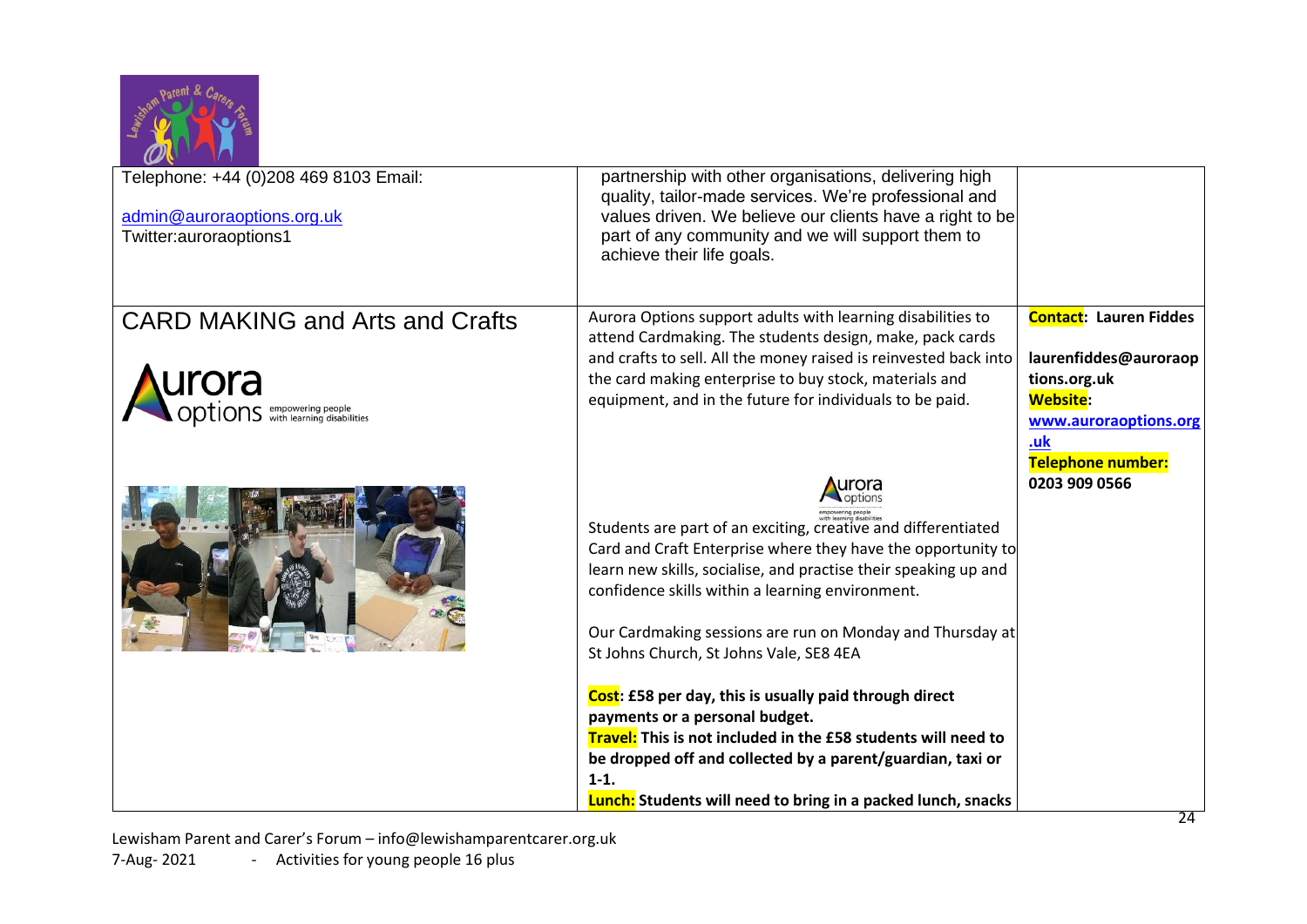| | | |
|---|---|---|
| Telephone: +44 (0)208 469 8103 Email: admin@auroraoptions.org.uk Twitter:auroraoptions1 | partnership with other organisations, delivering high quality, tailor-made services. We're professional and values driven. We believe our clients have a right to be part of any community and we will support them to achieve their life goals. | |
| CARD MAKING and Arts and Crafts | Aurora Options support adults with learning disabilities to attend Cardmaking. The students design, make, pack cards and crafts to sell. All the money raised is reinvested back into the card making enterprise to buy stock, materials and equipment, and in the future for individuals to be paid.<br><br>Students are part of an exciting, creative and differentiated Card and Craft Enterprise where they have the opportunity to learn new skills, socialise, and practise their speaking up and confidence skills within a learning environment.<br><br>Our Cardmaking sessions are run on Monday and Thursday at St Johns Church, St Johns Vale, SE8 4EA<br><br>**Cost: £58 per day, this is usually paid through direct payments or a personal budget.**<br>**Travel: This is not included in the £58 students will need to be dropped off and collected by a parent/guardian, taxi or 1-1.**<br>**Lunch: Students will need to bring in a packed lunch, snacks** | **Contact: Lauren Fiddes**<br><br>**laurenfiddes@auroraoptions.org.uk**<br>**Website:**<br>**www.auroraoptions.org.uk**<br>**Telephone number:**<br>**0203 909 0566** |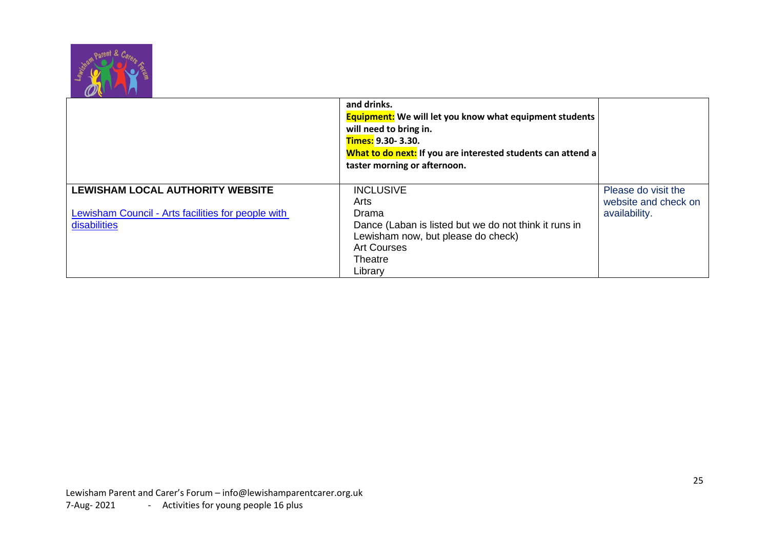| | | |
|---|---|---|
| | **and drinks.**<br>**Equipment: We will let you know what equipment students will need to bring in.**<br>**Times: 9.30- 3.30.**<br>**What to do next: If you are interested students can attend a taster morning or afternoon.** | |
| **LEWISHAM LOCAL AUTHORITY WEBSITE**<br><br>Lewisham Council - Arts facilities for people with disabilities | INCLUSIVE<br>Arts<br>Drama<br>Dance (Laban is listed but we do not think it runs in Lewisham now, but please do check)<br>Art Courses<br>Theatre<br>Library | Please do visit the website and check on availability. |